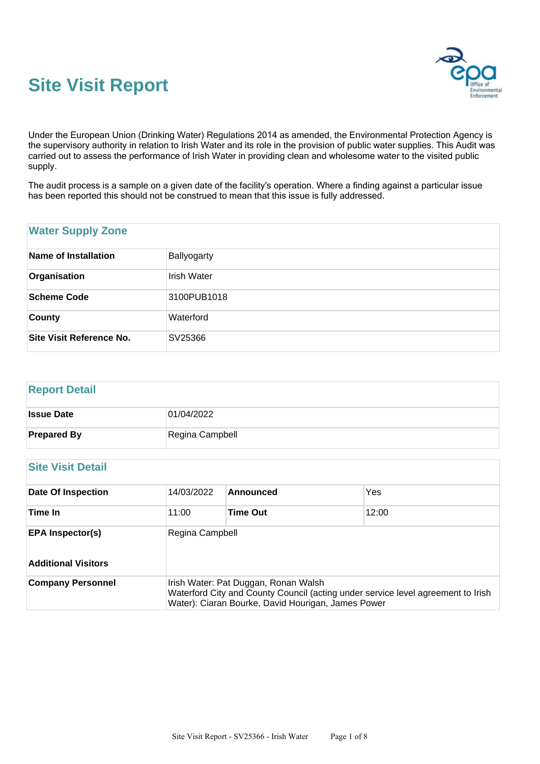# Site Visit Report

Under the European Union (Drinking Water) Regulations 2014 as amended, the Environmental Protection Agency is the supervisory authority in relation to Irish Water and its role in the provision of public water supplies. This Audit was carried out to assess the performance of Irish Water in providing clean and wholesome water to the visited public supply.

The audit process is a sample on a given date of the facility's operation. Where a finding against a particular issue has been reported this should not be construed to mean that this issue is fully addressed.

## Water Supply Zone

| | |
|---|---|
| **Name of Installation** | Ballyogarty |
| **Organisation** | Irish Water |
| **Scheme Code** | 3100PUB1018 |
| **County** | Waterford |
| **Site Visit Reference No.** | SV25366 |

## Report Detail

| | |
|---|---|
| **Issue Date** | 01/04/2022 |
| **Prepared By** | Regina Campbell |

## Site Visit Detail

| | | | |
|---|---|---|---|
| **Date Of Inspection** | 14/03/2022 | **Announced** | Yes |
| **Time In** | 11:00 | **Time Out** | 12:00 |
| **EPA Inspector(s)** | Regina Campbell | | |
| **Additional Visitors** | | | |
| **Company Personnel** | Irish Water: Pat Duggan, Ronan Walsh<br>Waterford City and County Council (acting under service level agreement to Irish Water): Ciaran Bourke, David Hourigan, James Power | | |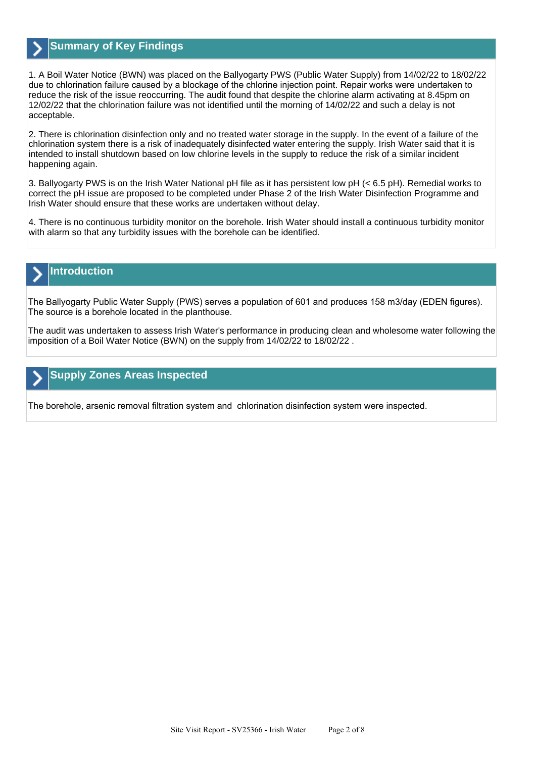## Summary of Key Findings

1. A Boil Water Notice (BWN) was placed on the Ballyogarty PWS (Public Water Supply) from 14/02/22 to 18/02/22 due to chlorination failure caused by a blockage of the chlorine injection point. Repair works were undertaken to reduce the risk of the issue reoccurring. The audit found that despite the chlorine alarm activating at 8.45pm on 12/02/22 that the chlorination failure was not identified until the morning of 14/02/22 and such a delay is not acceptable.

2. There is chlorination disinfection only and no treated water storage in the supply. In the event of a failure of the chlorination system there is a risk of inadequately disinfected water entering the supply. Irish Water said that it is intended to install shutdown based on low chlorine levels in the supply to reduce the risk of a similar incident happening again.

3. Ballyogarty PWS is on the Irish Water National pH file as it has persistent low pH (< 6.5 pH). Remedial works to correct the pH issue are proposed to be completed under Phase 2 of the Irish Water Disinfection Programme and Irish Water should ensure that these works are undertaken without delay.

4. There is no continuous turbidity monitor on the borehole. Irish Water should install a continuous turbidity monitor with alarm so that any turbidity issues with the borehole can be identified.

## Introduction

The Ballyogarty Public Water Supply (PWS) serves a population of 601 and produces 158 m3/day (EDEN figures). The source is a borehole located in the planthouse.

The audit was undertaken to assess Irish Water's performance in producing clean and wholesome water following the imposition of a Boil Water Notice (BWN) on the supply from 14/02/22 to 18/02/22 .

## Supply Zones Areas Inspected

The borehole, arsenic removal filtration system and chlorination disinfection system were inspected.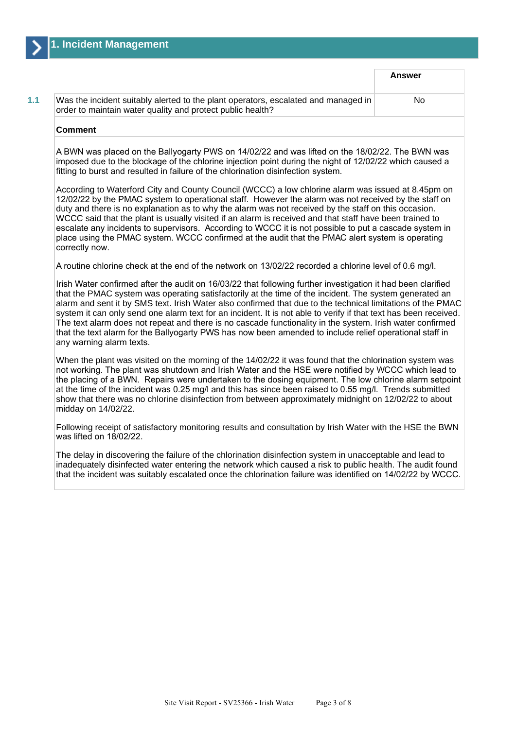## 1. Incident Management

| | | Answer |
|---|---|---|
| 1.1 | Was the incident suitably alerted to the plant operators, escalated and managed in order to maintain water quality and protect public health? | No |

**Comment**

A BWN was placed on the Ballyogarty PWS on 14/02/22 and was lifted on the 18/02/22. The BWN was imposed due to the blockage of the chlorine injection point during the night of 12/02/22 which caused a fitting to burst and resulted in failure of the chlorination disinfection system.

According to Waterford City and County Council (WCCC) a low chlorine alarm was issued at 8.45pm on 12/02/22 by the PMAC system to operational staff. However the alarm was not received by the staff on duty and there is no explanation as to why the alarm was not received by the staff on this occasion. WCCC said that the plant is usually visited if an alarm is received and that staff have been trained to escalate any incidents to supervisors. According to WCCC it is not possible to put a cascade system in place using the PMAC system. WCCC confirmed at the audit that the PMAC alert system is operating correctly now.

A routine chlorine check at the end of the network on 13/02/22 recorded a chlorine level of 0.6 mg/l.

Irish Water confirmed after the audit on 16/03/22 that following further investigation it had been clarified that the PMAC system was operating satisfactorily at the time of the incident. The system generated an alarm and sent it by SMS text. Irish Water also confirmed that due to the technical limitations of the PMAC system it can only send one alarm text for an incident. It is not able to verify if that text has been received. The text alarm does not repeat and there is no cascade functionality in the system. Irish water confirmed that the text alarm for the Ballyogarty PWS has now been amended to include relief operational staff in any warning alarm texts.

When the plant was visited on the morning of the 14/02/22 it was found that the chlorination system was not working. The plant was shutdown and Irish Water and the HSE were notified by WCCC which lead to the placing of a BWN. Repairs were undertaken to the dosing equipment. The low chlorine alarm setpoint at the time of the incident was 0.25 mg/l and this has since been raised to 0.55 mg/l. Trends submitted show that there was no chlorine disinfection from between approximately midnight on 12/02/22 to about midday on 14/02/22.

Following receipt of satisfactory monitoring results and consultation by Irish Water with the HSE the BWN was lifted on 18/02/22.

The delay in discovering the failure of the chlorination disinfection system in unacceptable and lead to inadequately disinfected water entering the network which caused a risk to public health. The audit found that the incident was suitably escalated once the chlorination failure was identified on 14/02/22 by WCCC.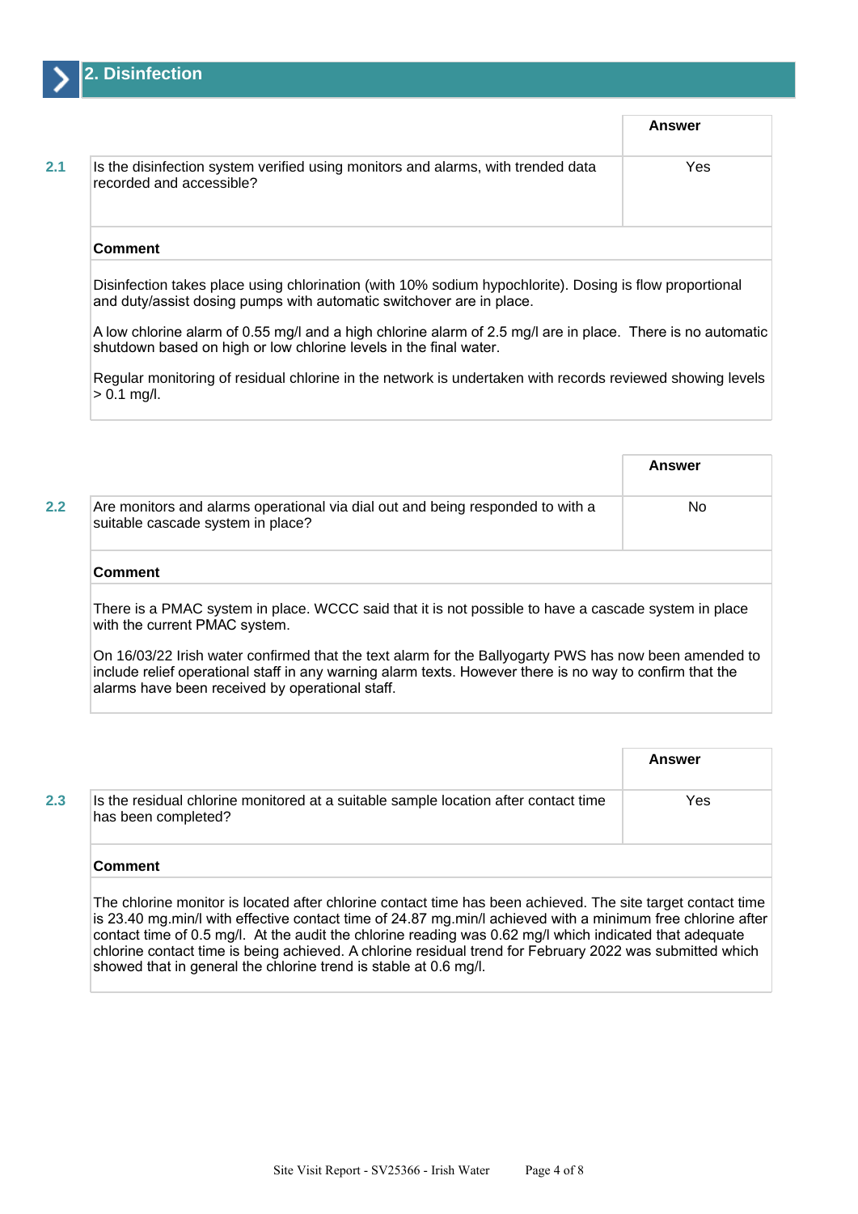## 2. Disinfection

| | | Answer |
|---|---|---|
| 2.1 | Is the disinfection system verified using monitors and alarms, with trended data recorded and accessible? | Yes |

**Comment**

Disinfection takes place using chlorination (with 10% sodium hypochlorite). Dosing is flow proportional and duty/assist dosing pumps with automatic switchover are in place.

A low chlorine alarm of 0.55 mg/l and a high chlorine alarm of 2.5 mg/l are in place. There is no automatic shutdown based on high or low chlorine levels in the final water.

Regular monitoring of residual chlorine in the network is undertaken with records reviewed showing levels > 0.1 mg/l.

| | | Answer |
|---|---|---|
| 2.2 | Are monitors and alarms operational via dial out and being responded to with a suitable cascade system in place? | No |

**Comment**

There is a PMAC system in place. WCCC said that it is not possible to have a cascade system in place with the current PMAC system.

On 16/03/22 Irish water confirmed that the text alarm for the Ballyogarty PWS has now been amended to include relief operational staff in any warning alarm texts. However there is no way to confirm that the alarms have been received by operational staff.

| | | Answer |
|---|---|---|
| 2.3 | Is the residual chlorine monitored at a suitable sample location after contact time has been completed? | Yes |

**Comment**

The chlorine monitor is located after chlorine contact time has been achieved. The site target contact time is 23.40 mg.min/l with effective contact time of 24.87 mg.min/l achieved with a minimum free chlorine after contact time of 0.5 mg/l. At the audit the chlorine reading was 0.62 mg/l which indicated that adequate chlorine contact time is being achieved. A chlorine residual trend for February 2022 was submitted which showed that in general the chlorine trend is stable at 0.6 mg/l.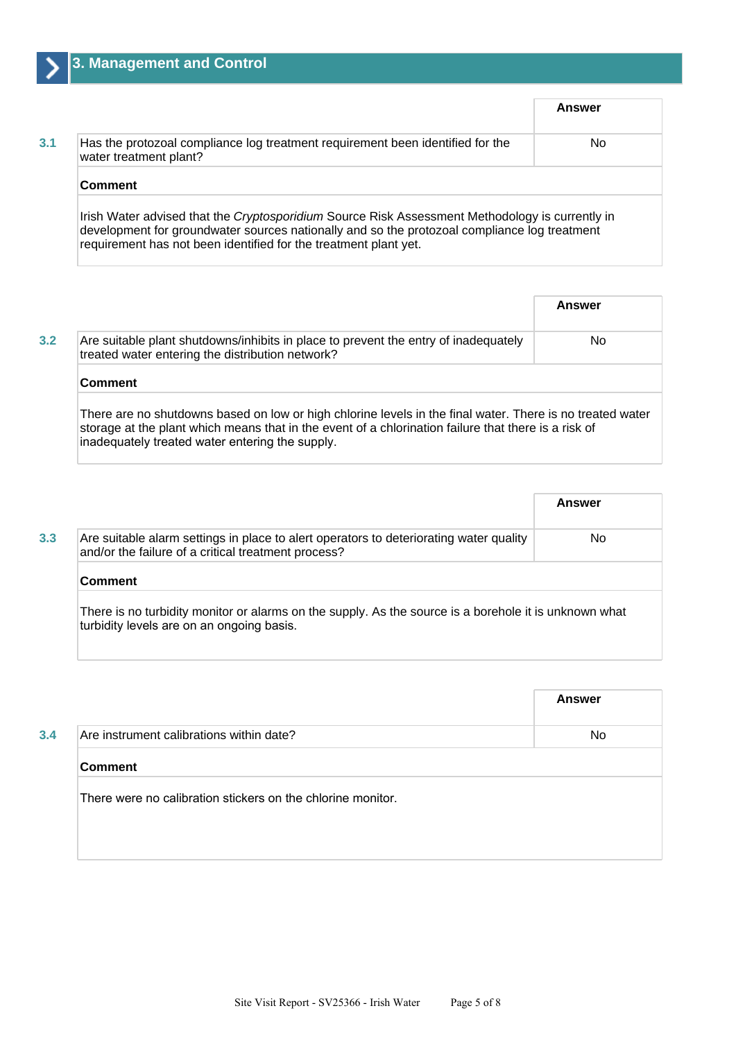## 3. Management and Control

| | | Answer |
|---|---|---|
| 3.1 | Has the protozoal compliance log treatment requirement been identified for the water treatment plant? | No |

**Comment**

Irish Water advised that the *Cryptosporidium* Source Risk Assessment Methodology is currently in development for groundwater sources nationally and so the protozoal compliance log treatment requirement has not been identified for the treatment plant yet.

| | | Answer |
|---|---|---|
| 3.2 | Are suitable plant shutdowns/inhibits in place to prevent the entry of inadequately treated water entering the distribution network? | No |

**Comment**

There are no shutdowns based on low or high chlorine levels in the final water. There is no treated water storage at the plant which means that in the event of a chlorination failure that there is a risk of inadequately treated water entering the supply.

| | | Answer |
|---|---|---|
| 3.3 | Are suitable alarm settings in place to alert operators to deteriorating water quality and/or the failure of a critical treatment process? | No |

**Comment**

There is no turbidity monitor or alarms on the supply. As the source is a borehole it is unknown what turbidity levels are on an ongoing basis.

| | | Answer |
|---|---|---|
| 3.4 | Are instrument calibrations within date? | No |

**Comment**

There were no calibration stickers on the chlorine monitor.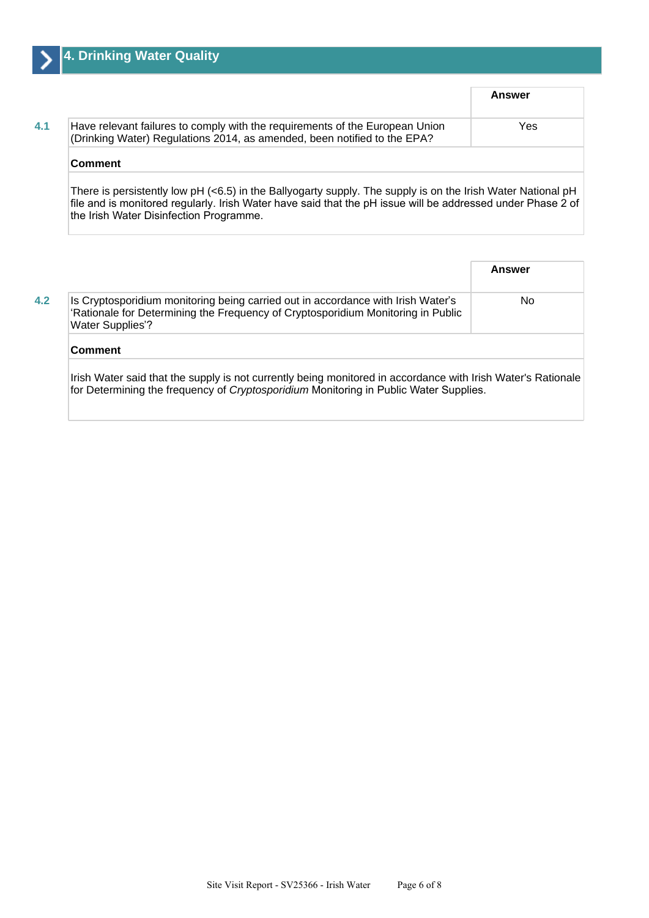## 4. Drinking Water Quality

| | | Answer |
|---|---|---|
| **4.1** | Have relevant failures to comply with the requirements of the European Union (Drinking Water) Regulations 2014, as amended, been notified to the EPA? | Yes |

**Comment**

There is persistently low pH (<6.5) in the Ballyogarty supply. The supply is on the Irish Water National pH file and is monitored regularly. Irish Water have said that the pH issue will be addressed under Phase 2 of the Irish Water Disinfection Programme.

| | | Answer |
|---|---|---|
| **4.2** | Is Cryptosporidium monitoring being carried out in accordance with Irish Water's 'Rationale for Determining the Frequency of Cryptosporidium Monitoring in Public Water Supplies'? | No |

**Comment**

Irish Water said that the supply is not currently being monitored in accordance with Irish Water's Rationale for Determining the frequency of *Cryptosporidium* Monitoring in Public Water Supplies.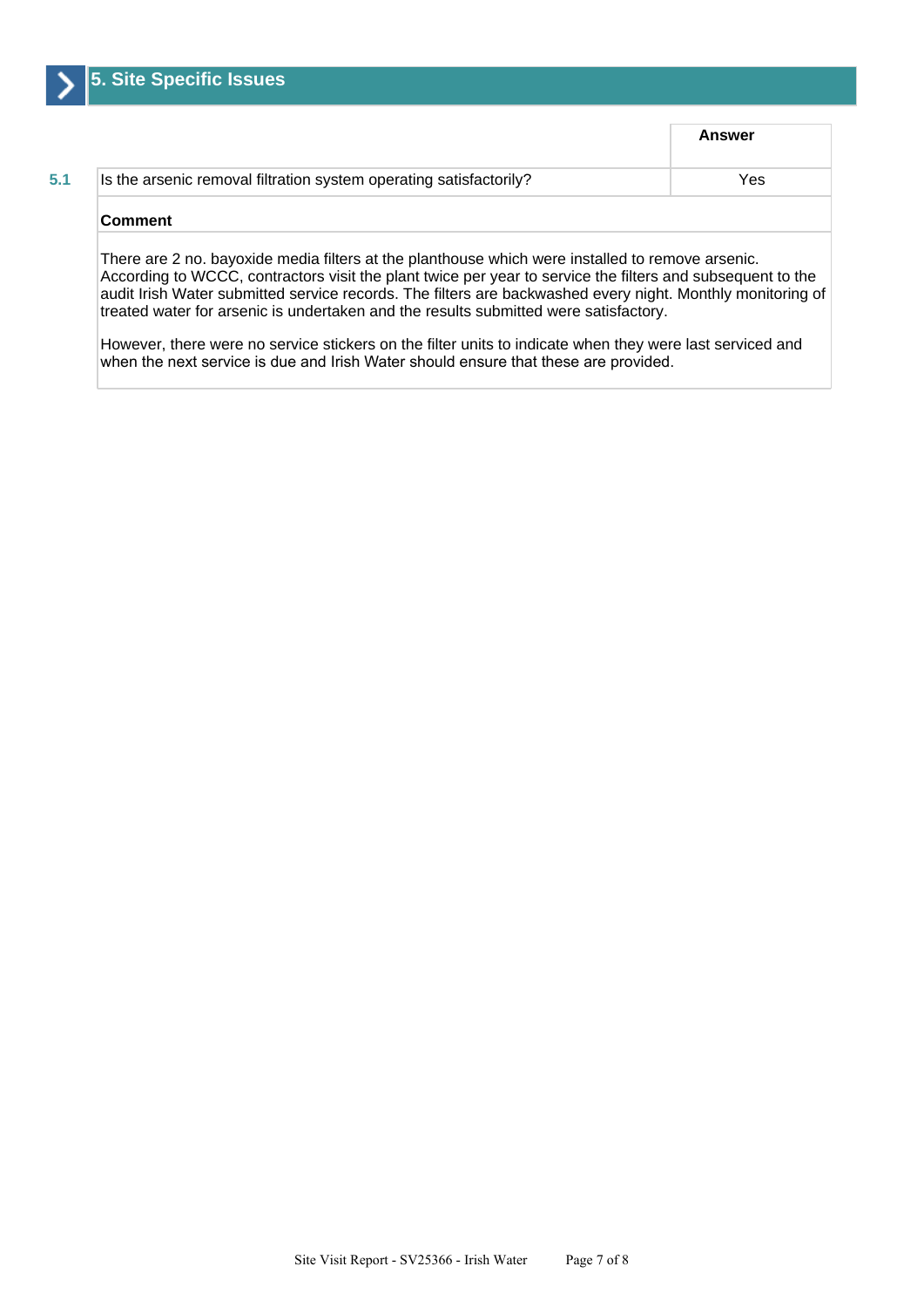## 5. Site Specific Issues

| | | Answer |
|---|---|---|
| 5.1 | Is the arsenic removal filtration system operating satisfactorily? | Yes |

**Comment**

There are 2 no. bayoxide media filters at the planthouse which were installed to remove arsenic. According to WCCC, contractors visit the plant twice per year to service the filters and subsequent to the audit Irish Water submitted service records. The filters are backwashed every night. Monthly monitoring of treated water for arsenic is undertaken and the results submitted were satisfactory.

However, there were no service stickers on the filter units to indicate when they were last serviced and when the next service is due and Irish Water should ensure that these are provided.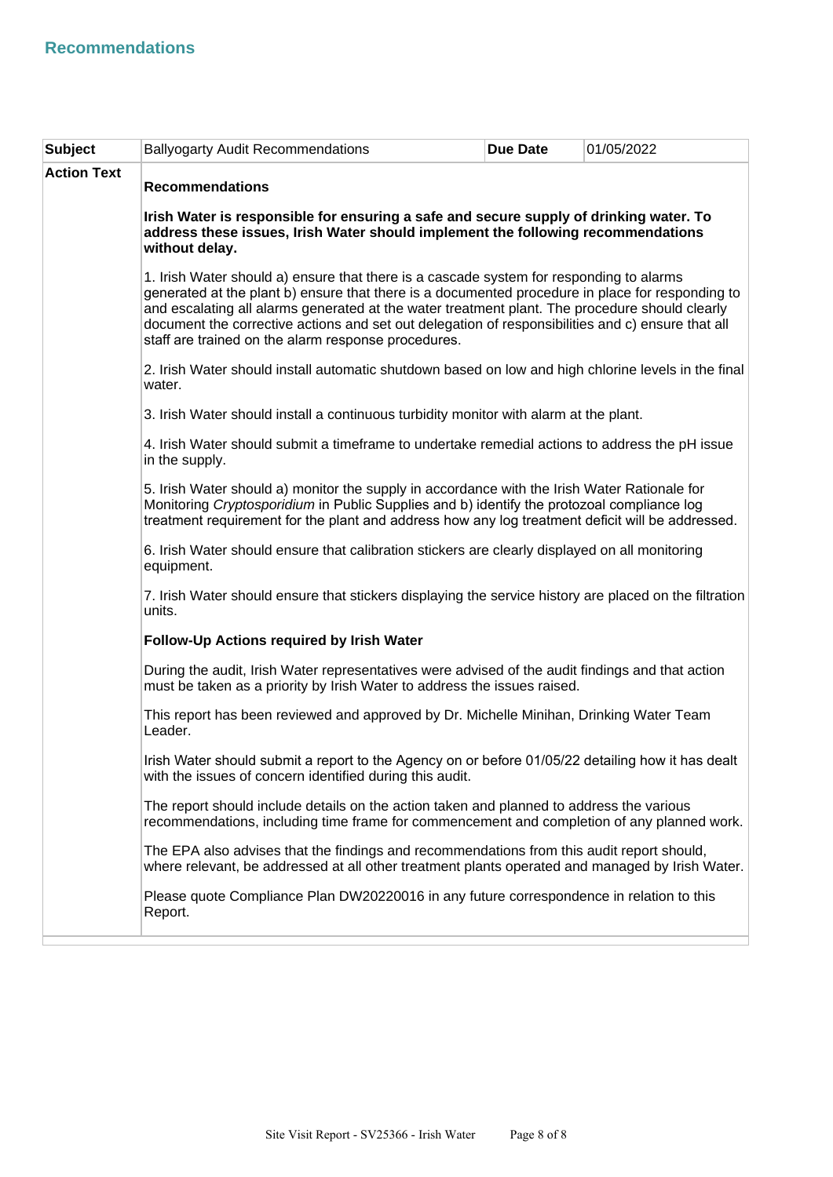## Recommendations

| Subject | Ballyogarty Audit Recommendations | Due Date | 01/05/2022 |
|---|---|---|---|
| Action Text | **Recommendations**<br><br>**Irish Water is responsible for ensuring a safe and secure supply of drinking water. To address these issues, Irish Water should implement the following recommendations without delay.**<br><br>1. Irish Water should a) ensure that there is a cascade system for responding to alarms generated at the plant b) ensure that there is a documented procedure in place for responding to and escalating all alarms generated at the water treatment plant. The procedure should clearly document the corrective actions and set out delegation of responsibilities and c) ensure that all staff are trained on the alarm response procedures.<br><br>2. Irish Water should install automatic shutdown based on low and high chlorine levels in the final water.<br><br>3. Irish Water should install a continuous turbidity monitor with alarm at the plant.<br><br>4. Irish Water should submit a timeframe to undertake remedial actions to address the pH issue in the supply.<br><br>5. Irish Water should a) monitor the supply in accordance with the Irish Water Rationale for Monitoring *Cryptosporidium* in Public Supplies and b) identify the protozoal compliance log treatment requirement for the plant and address how any log treatment deficit will be addressed.<br><br>6. Irish Water should ensure that calibration stickers are clearly displayed on all monitoring equipment.<br><br>7. Irish Water should ensure that stickers displaying the service history are placed on the filtration units.<br><br>**Follow-Up Actions required by Irish Water**<br><br>During the audit, Irish Water representatives were advised of the audit findings and that action must be taken as a priority by Irish Water to address the issues raised.<br><br>This report has been reviewed and approved by Dr. Michelle Minihan, Drinking Water Team Leader.<br><br>Irish Water should submit a report to the Agency on or before 01/05/22 detailing how it has dealt with the issues of concern identified during this audit.<br><br>The report should include details on the action taken and planned to address the various recommendations, including time frame for commencement and completion of any planned work.<br><br>The EPA also advises that the findings and recommendations from this audit report should, where relevant, be addressed at all other treatment plants operated and managed by Irish Water.<br><br>Please quote Compliance Plan DW20220016 in any future correspondence in relation to this Report. | | |